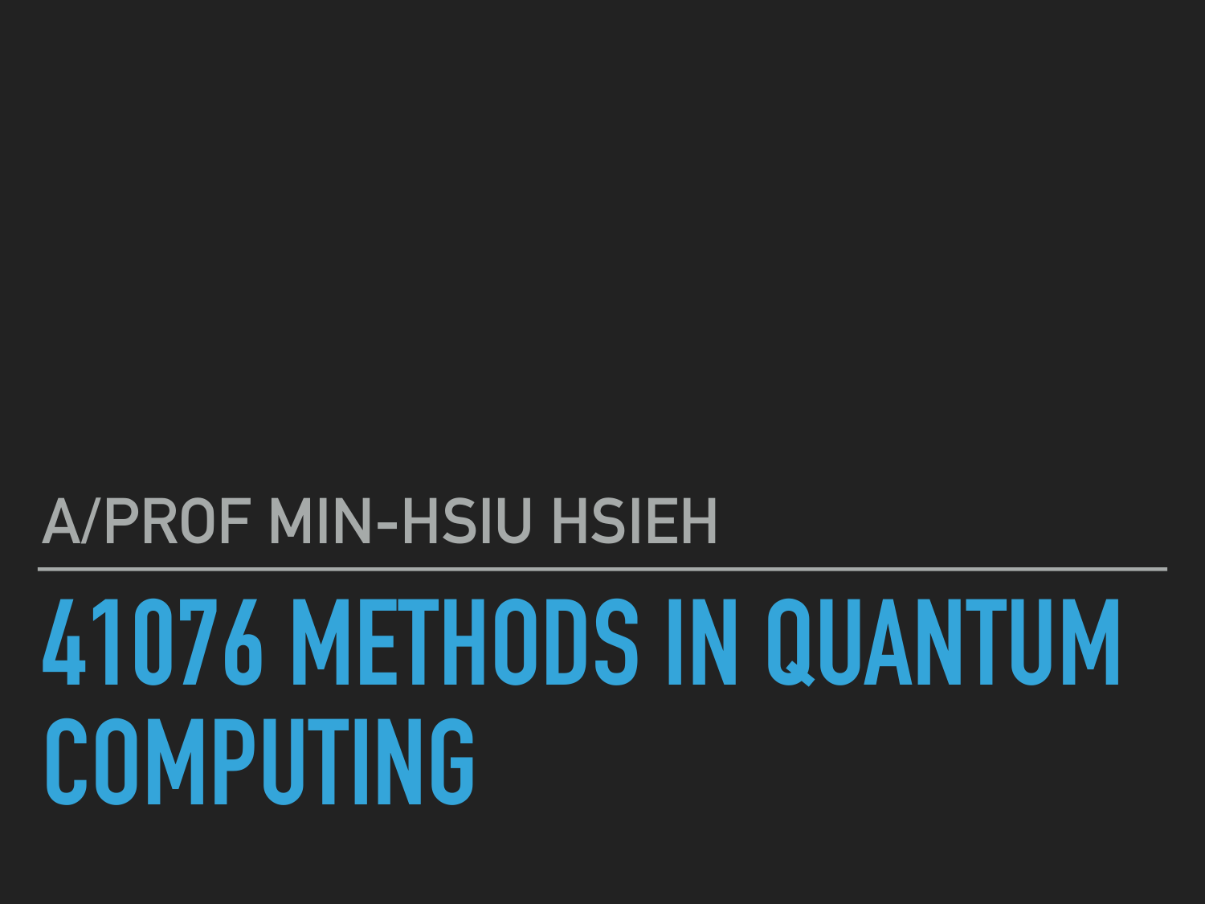A/PROF MIN-HSIU HSIEH

# 41076 METHODS IN QUANTUM COMPUTING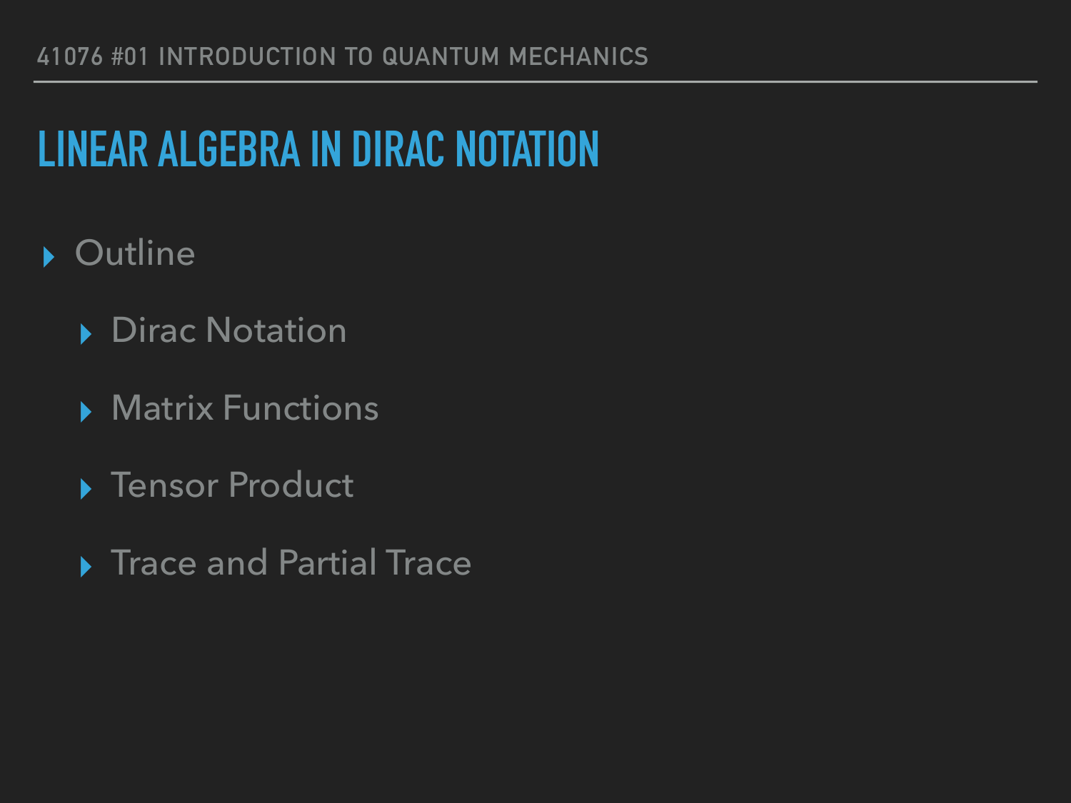# LINEAR ALGEBRA IN DIRAC NOTATION

- Outline
  - Dirac Notation
  - Matrix Functions
  - Tensor Product
  - Trace and Partial Trace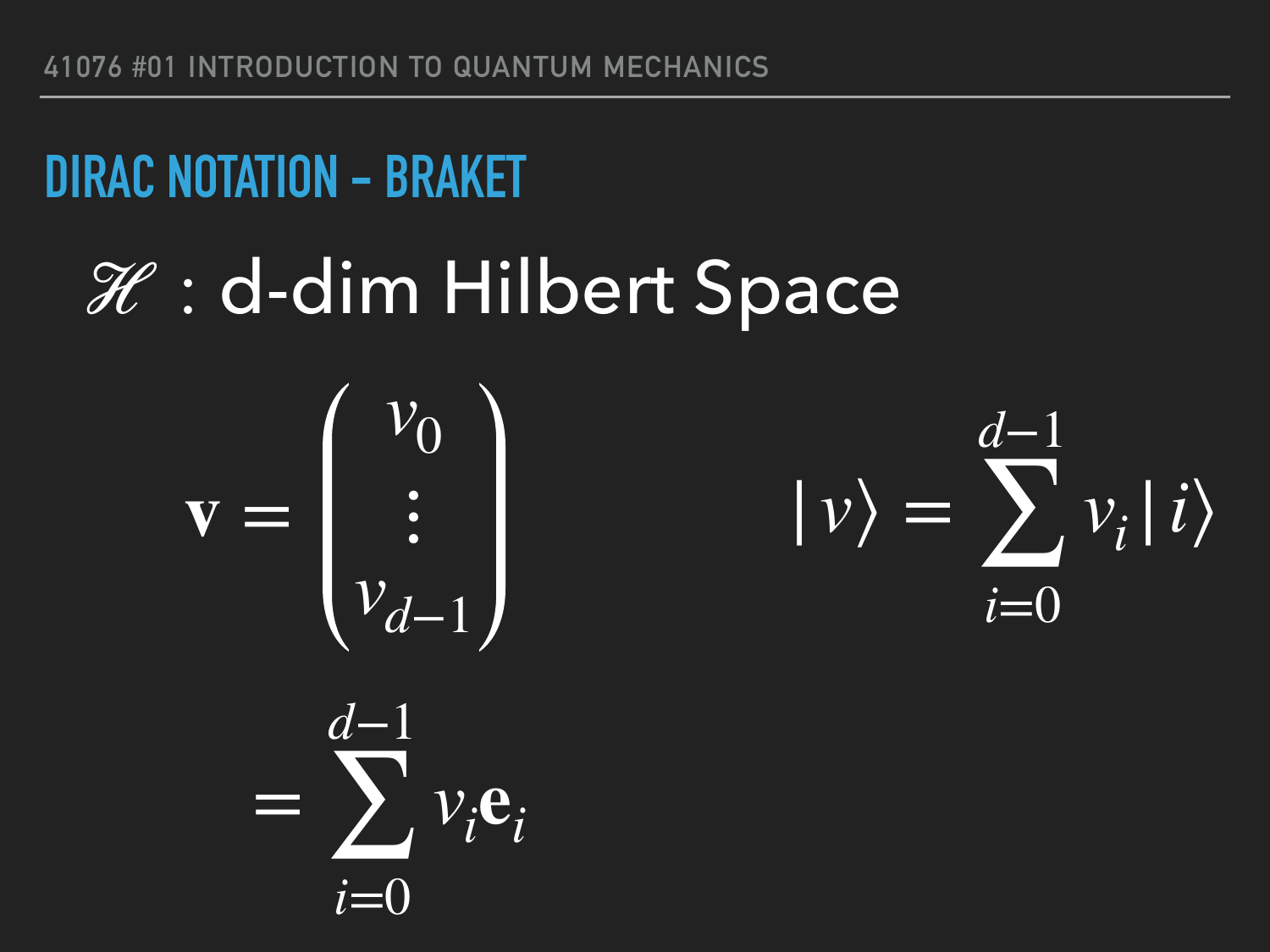## DIRAC NOTATION - BRAKET

$\mathscr{H}$ : d-dim Hilbert Space

$$\mathbf{v} = \begin{pmatrix} v_0 \\ \vdots \\ v_{d-1} \end{pmatrix}$$

$$= \sum_{i=0}^{d-1} v_i \mathbf{e}_i$$

$$|v\rangle = \sum_{i=0}^{d-1} v_i |i\rangle$$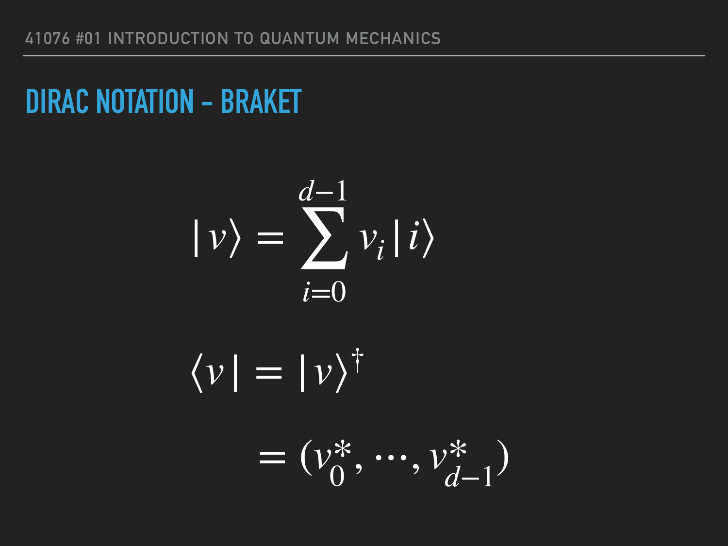## DIRAC NOTATION – BRAKET

$$|v\rangle = \sum_{i=0}^{d-1} v_i |i\rangle$$

$$\langle v| = |v\rangle^\dagger$$

$$= (v_0^*, \cdots, v_{d-1}^*)$$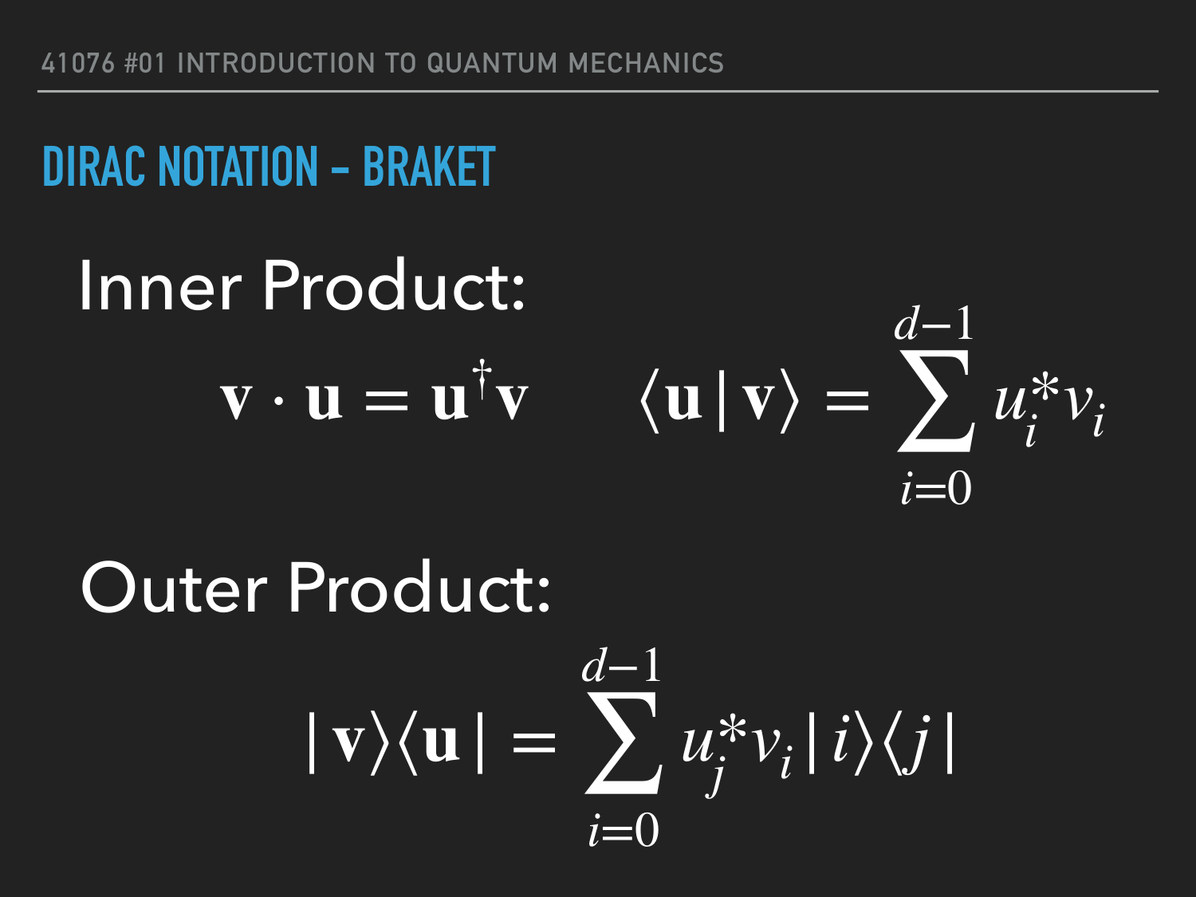## DIRAC NOTATION – BRAKET

Inner Product:

$$\mathbf{v} \cdot \mathbf{u} = \mathbf{u}^{\dagger}\mathbf{v} \qquad \langle \mathbf{u} | \mathbf{v} \rangle = \sum_{i=0}^{d-1} u_i^* v_i$$

Outer Product:

$$|\mathbf{v}\rangle\langle\mathbf{u}| = \sum_{i=0}^{d-1} u_j^* v_i |i\rangle\langle j|$$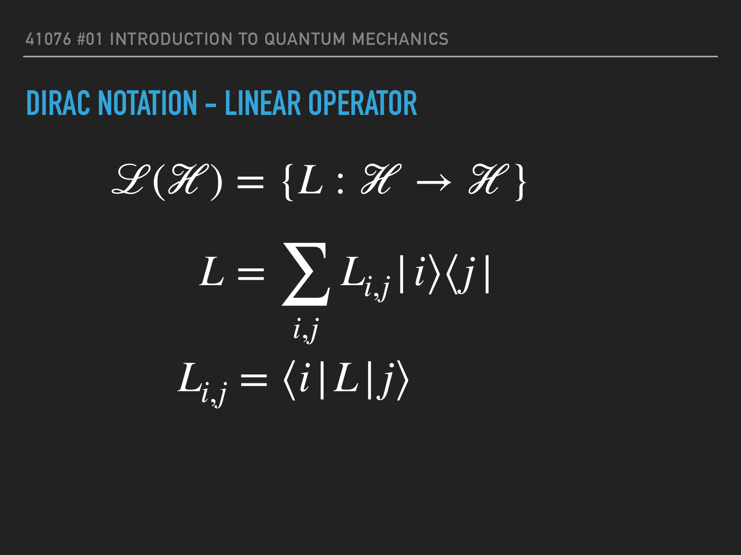## DIRAC NOTATION – LINEAR OPERATOR

$$\mathscr{L}(\mathscr{H}) = \{L : \mathscr{H} \rightarrow \mathscr{H}\}$$

$$L = \sum_{i,j} L_{i,j} |i\rangle\langle j|$$

$$L_{i,j} = \langle i|L|j\rangle$$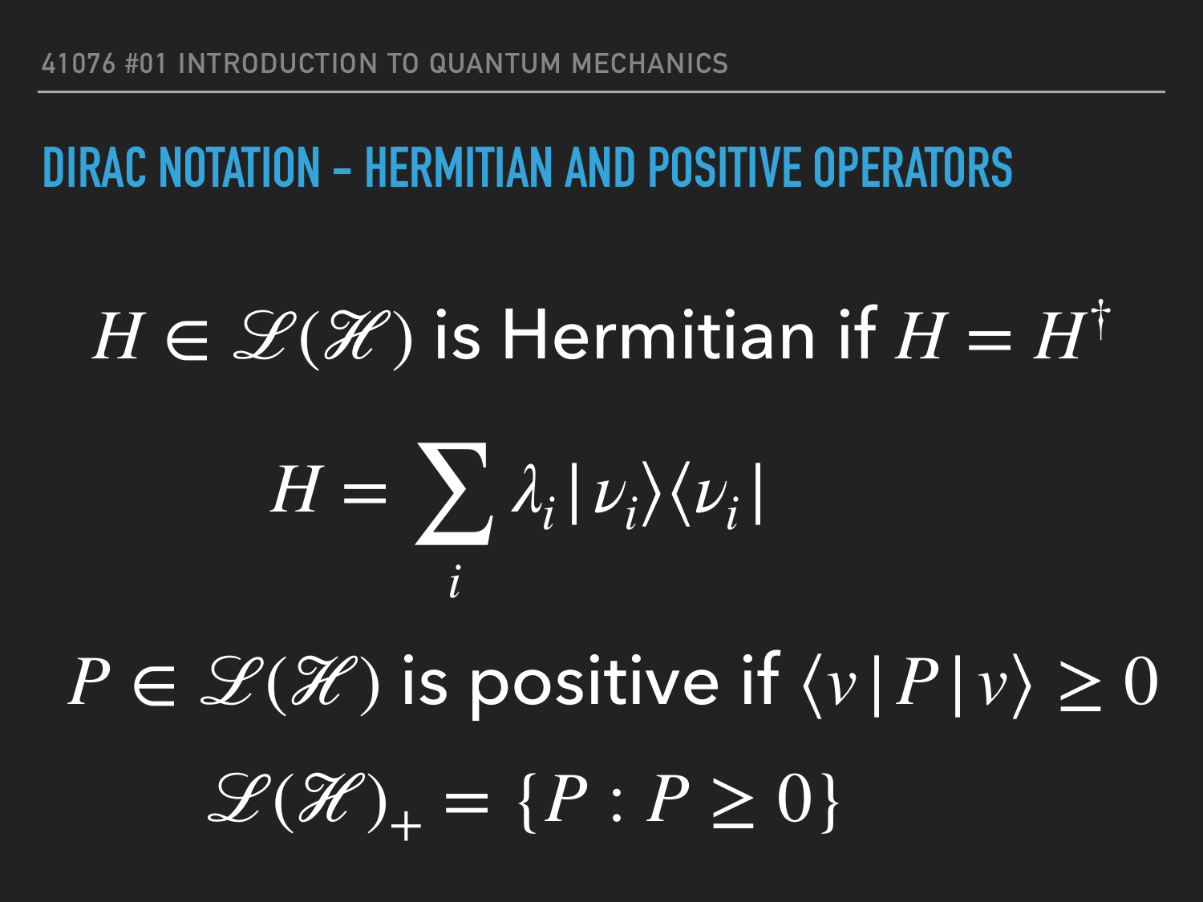## DIRAC NOTATION – HERMITIAN AND POSITIVE OPERATORS

$H \in \mathscr{L}(\mathscr{H})$ is Hermitian if $H = H^\dagger$

$$H = \sum_i \lambda_i |\nu_i\rangle\langle\nu_i|$$

$P \in \mathscr{L}(\mathscr{H})$ is positive if $\langle v | P | v\rangle \geq 0$

$$\mathscr{L}(\mathscr{H})_+ = \{P : P \geq 0\}$$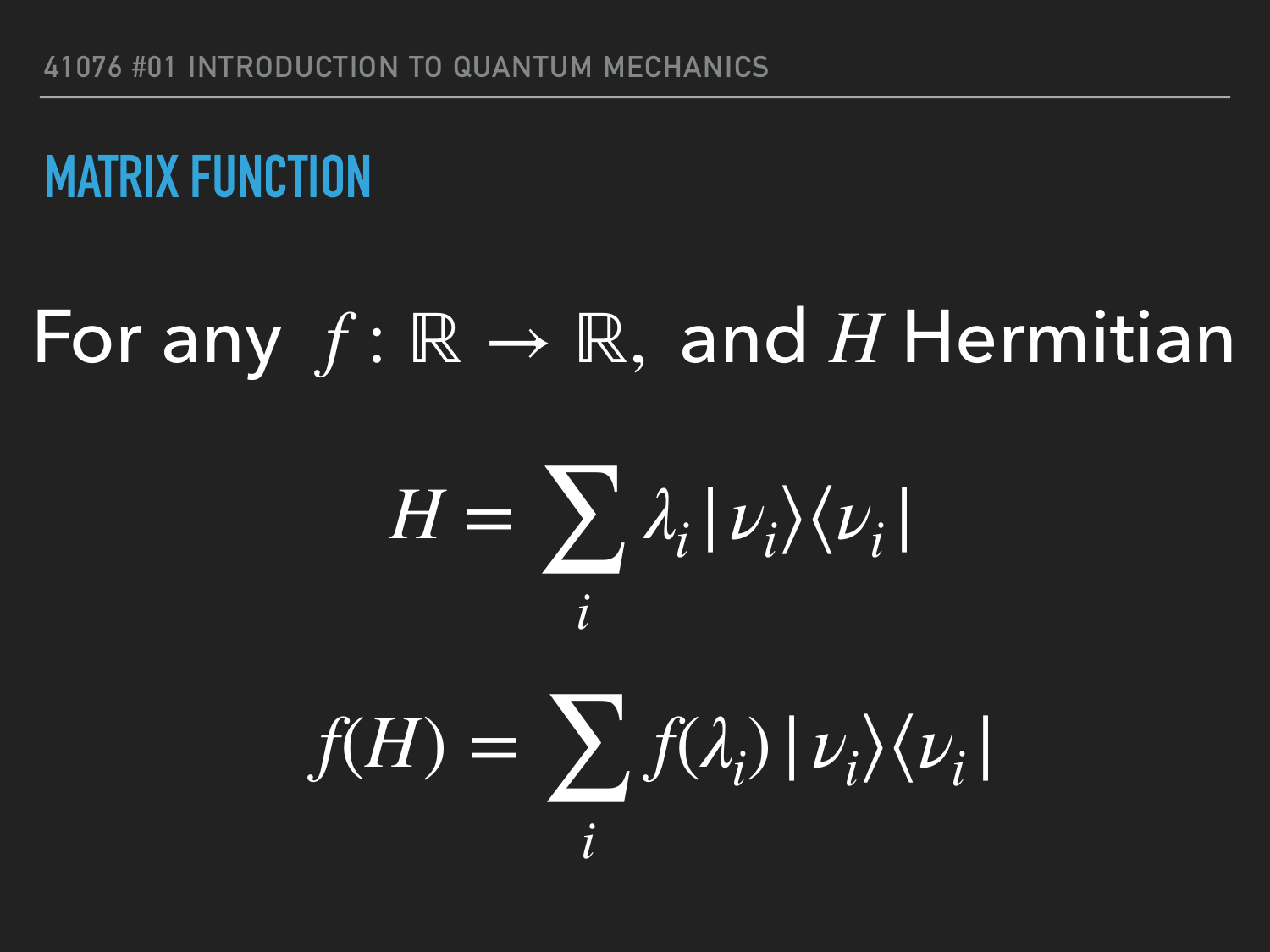## MATRIX FUNCTION

For any $f : \mathbb{R} \to \mathbb{R}$, and $H$ Hermitian

$$H = \sum_i \lambda_i |\nu_i\rangle\langle\nu_i|$$

$$f(H) = \sum_i f(\lambda_i) |\nu_i\rangle\langle\nu_i|$$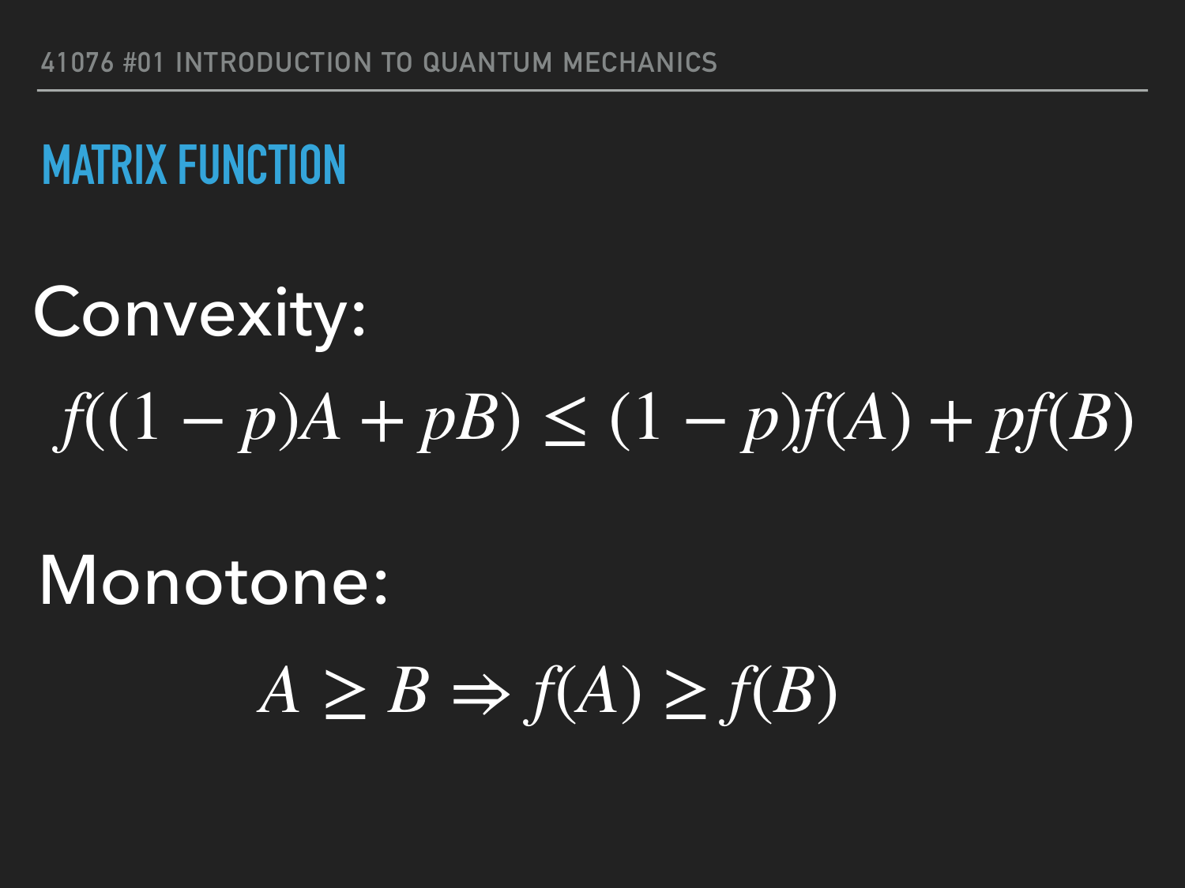## MATRIX FUNCTION

Convexity:

$$f((1-p)A + pB) \leq (1-p)f(A) + pf(B)$$

Monotone:

$$A \geq B \Rightarrow f(A) \geq f(B)$$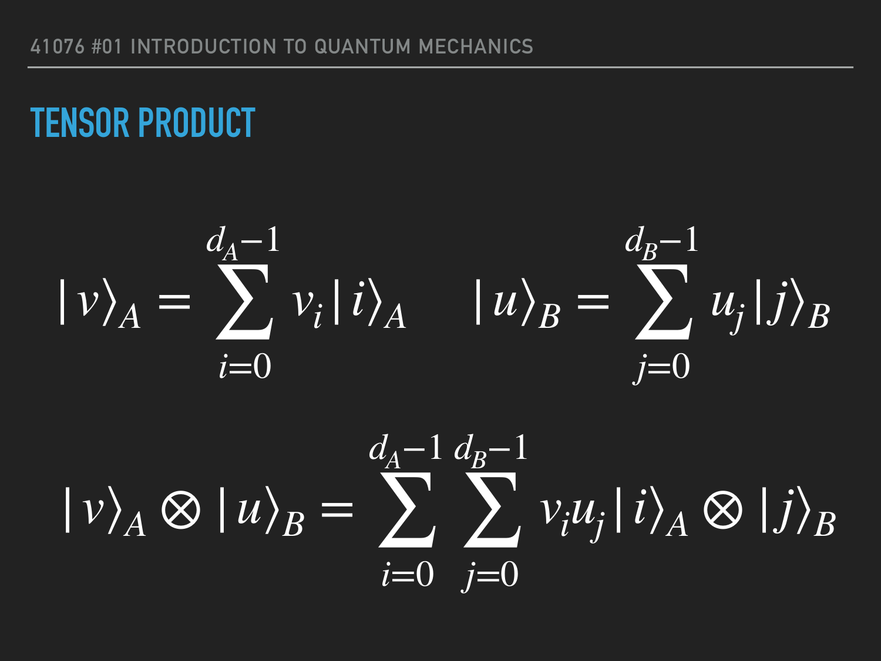## TENSOR PRODUCT

$$|v\rangle_A = \sum_{i=0}^{d_A-1} v_i |i\rangle_A \qquad |u\rangle_B = \sum_{j=0}^{d_B-1} u_j |j\rangle_B$$

$$|v\rangle_A \otimes |u\rangle_B = \sum_{i=0}^{d_A-1} \sum_{j=0}^{d_B-1} v_i u_j |i\rangle_A \otimes |j\rangle_B$$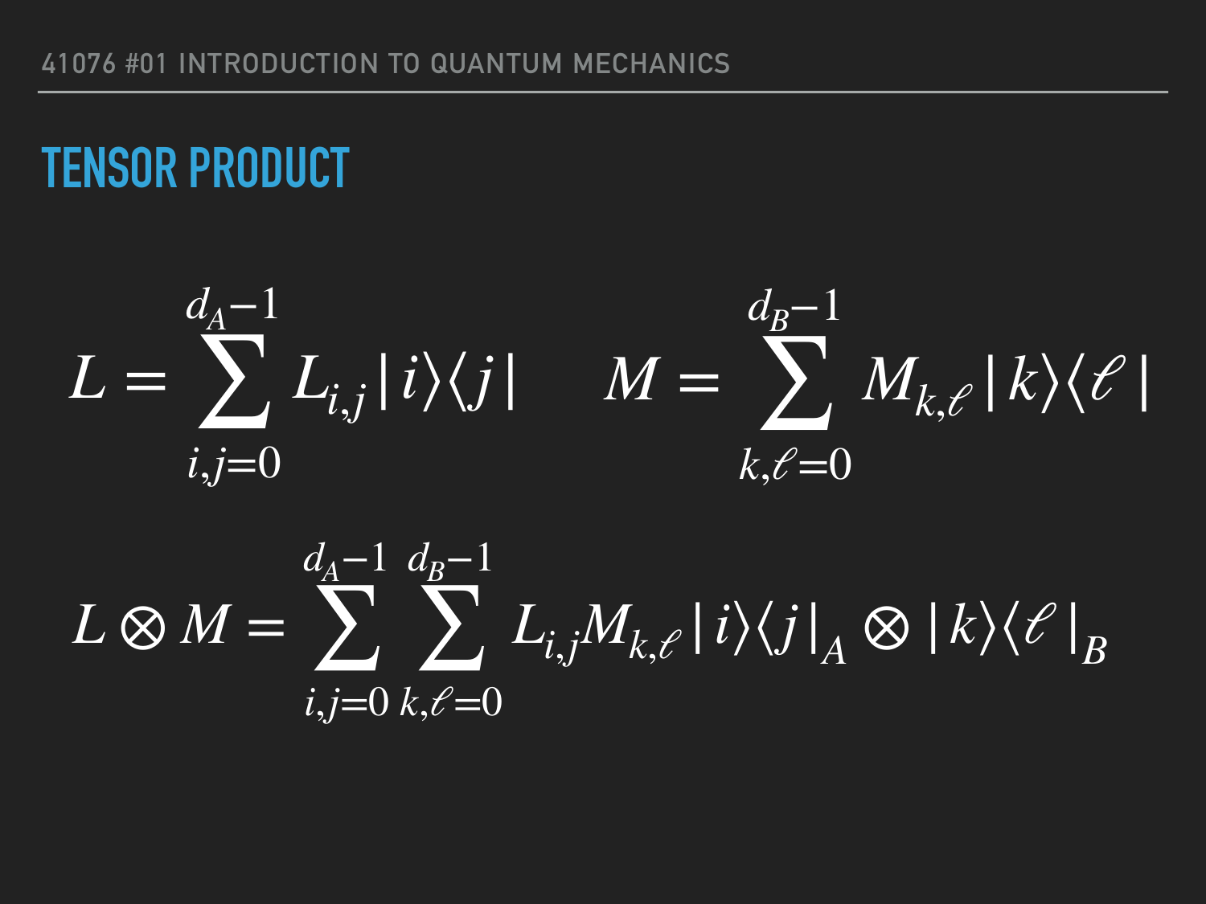# TENSOR PRODUCT

$$L = \sum_{i,j=0}^{d_A-1} L_{i,j} \, |i\rangle\langle j| \qquad M = \sum_{k,\ell=0}^{d_B-1} M_{k,\ell} \, |k\rangle\langle \ell|$$

$$L \otimes M = \sum_{i,j=0}^{d_A-1} \sum_{k,\ell=0}^{d_B-1} L_{i,j} M_{k,\ell} \, |i\rangle\langle j|_A \otimes |k\rangle\langle \ell|_B$$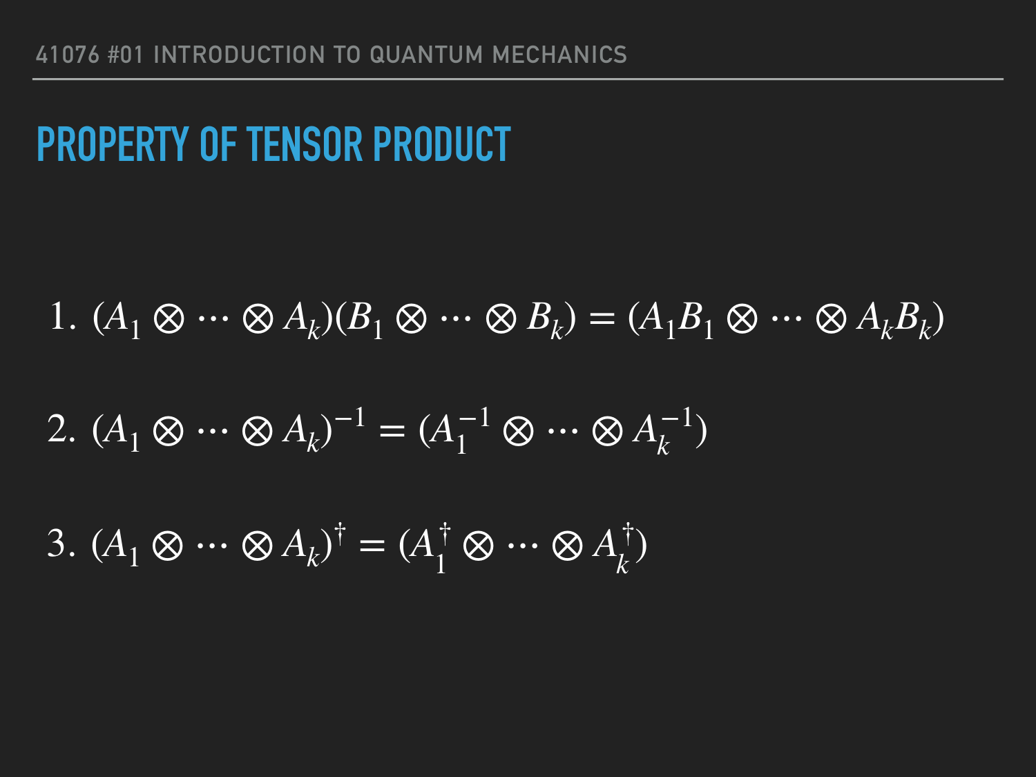# PROPERTY OF TENSOR PRODUCT

1. $(A_1 \otimes \cdots \otimes A_k)(B_1 \otimes \cdots \otimes B_k) = (A_1 B_1 \otimes \cdots \otimes A_k B_k)$

2. $(A_1 \otimes \cdots \otimes A_k)^{-1} = (A_1^{-1} \otimes \cdots \otimes A_k^{-1})$

3. $(A_1 \otimes \cdots \otimes A_k)^{\dagger} = (A_1^{\dagger} \otimes \cdots \otimes A_k^{\dagger})$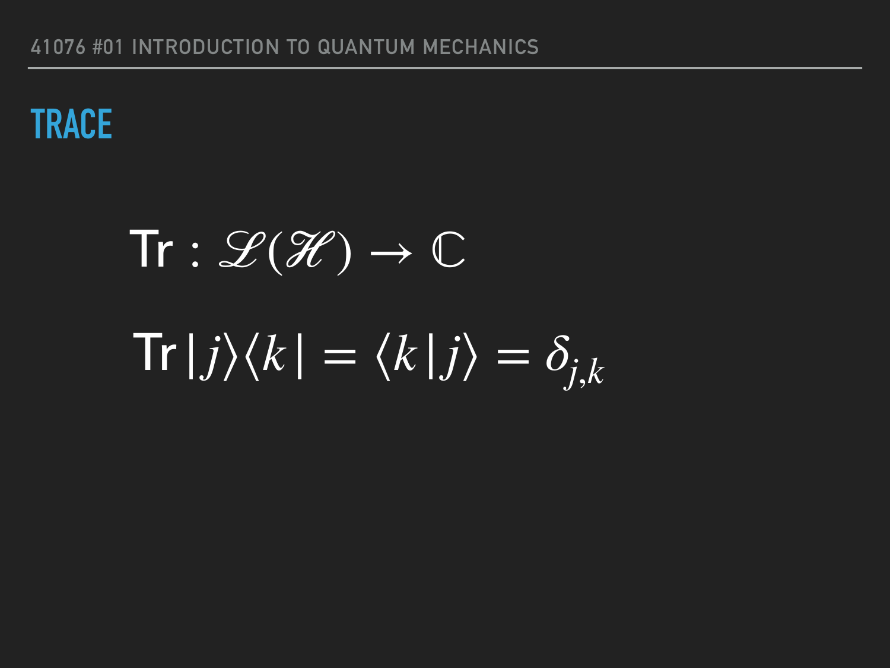## TRACE

$$\mathrm{Tr} : \mathscr{L}(\mathscr{H}) \to \mathbb{C}$$

$$\mathrm{Tr}\, |j\rangle\langle k| = \langle k | j \rangle = \delta_{j,k}$$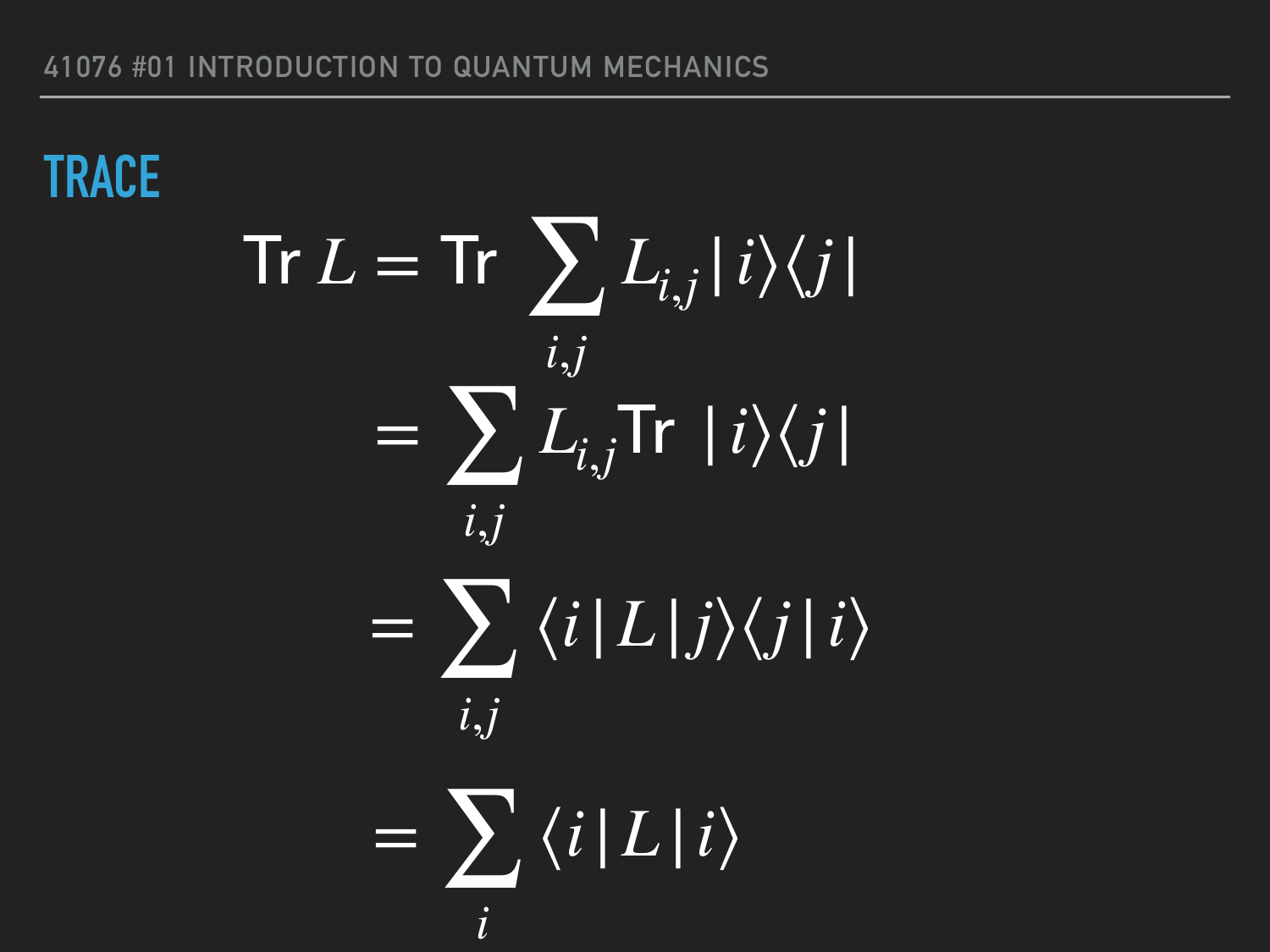## TRACE

$$
\begin{aligned}
\text{Tr}\, L &= \text{Tr} \sum_{i,j} L_{i,j} \,|\, i \rangle \langle j \,| \\
&= \sum_{i,j} L_{i,j} \text{Tr} \,|\, i \rangle \langle j \,| \\
&= \sum_{i,j} \langle i \,|\, L \,|\, j \rangle \langle j \,|\, i \rangle \\
&= \sum_{i} \langle i \,|\, L \,|\, i \rangle
\end{aligned}
$$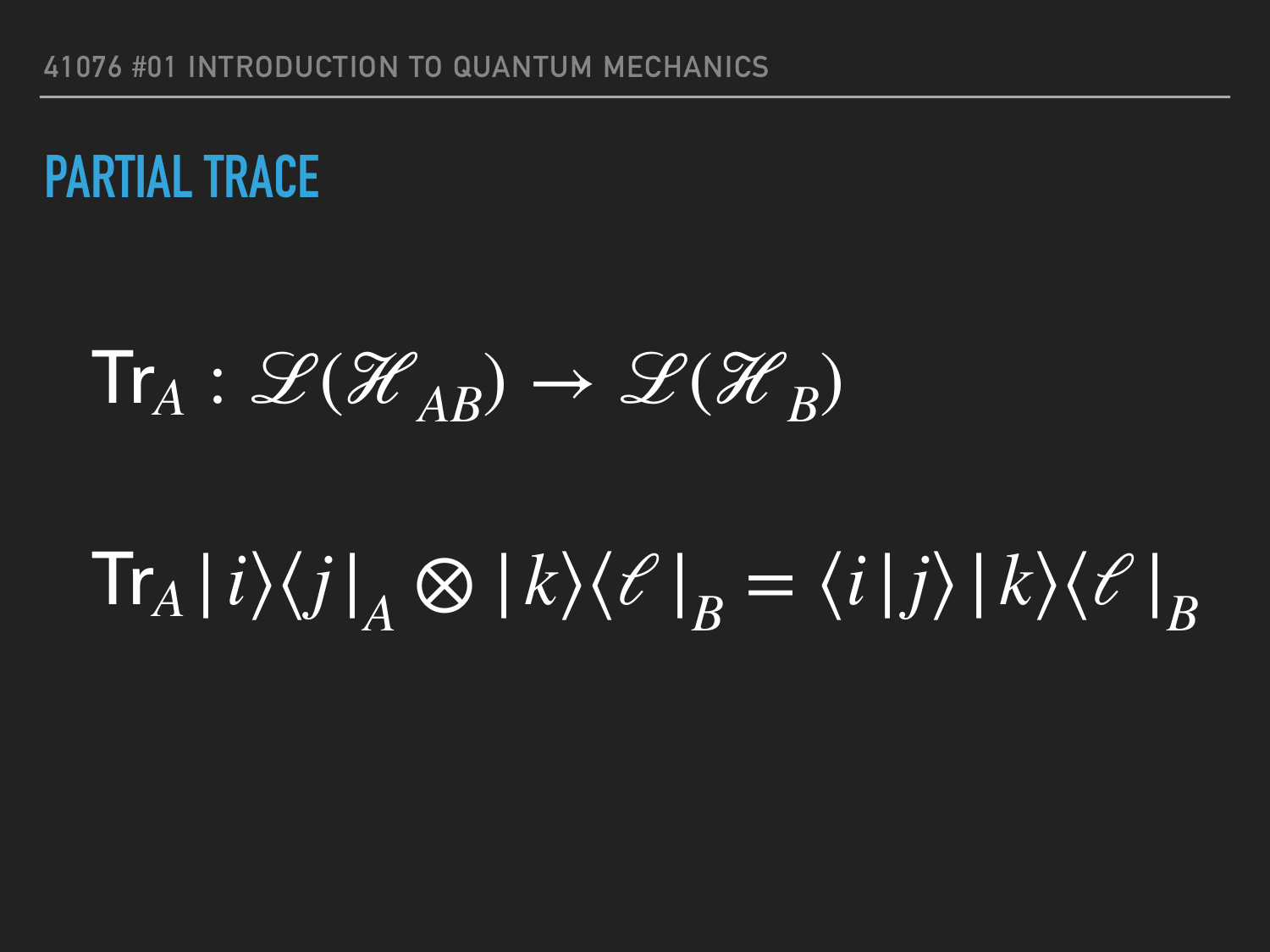## PARTIAL TRACE

$$\mathrm{Tr}_A : \mathscr{L}(\mathscr{H}_{AB}) \to \mathscr{L}(\mathscr{H}_B)$$

$$\mathrm{Tr}_A \, |i\rangle\langle j|_A \otimes |k\rangle\langle \ell|_B = \langle i|j\rangle \, |k\rangle\langle \ell|_B$$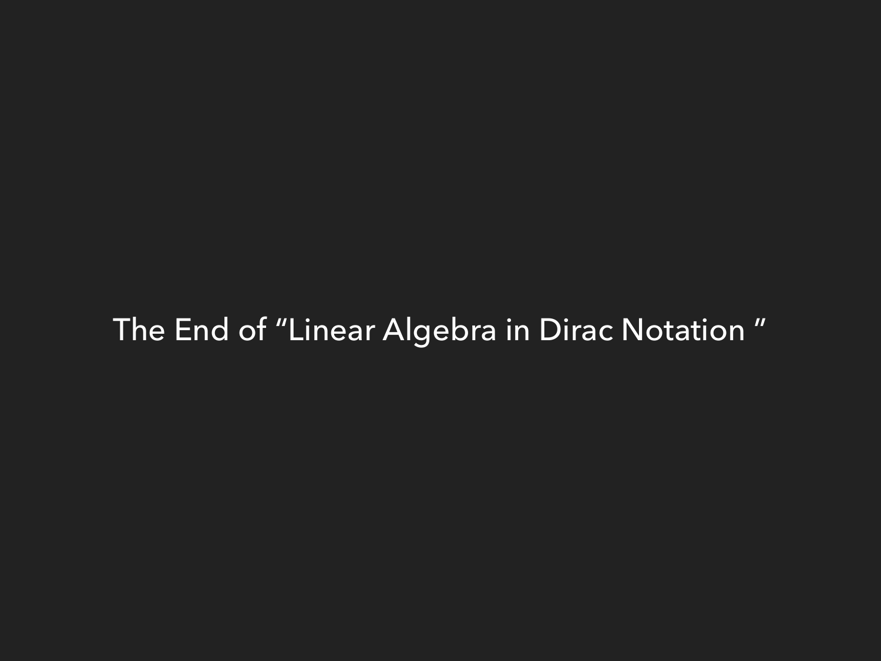The End of “Linear Algebra in Dirac Notation ”